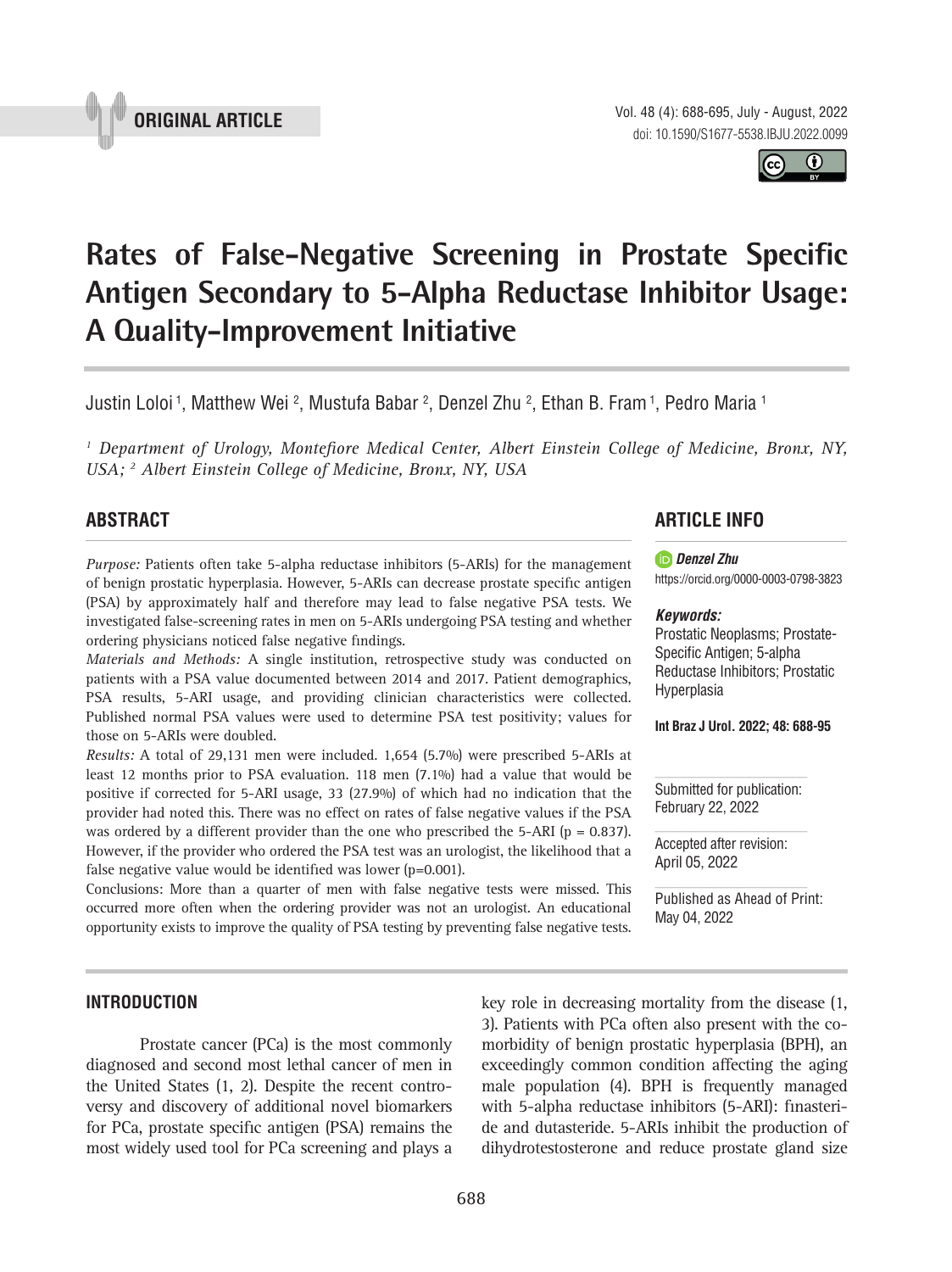ORIGINAL ARTICLE

# Rates of False-Negative Screening in Prostate Specific Antigen Secondary to 5-Alpha Reductase Inhibitor Usage: A Quality-Improvement Initiative

Justin Loloi [1], Matthew Wei [2], Mustufa Babar [2], Denzel Zhu [2], Ethan B. Fram [1], Pedro Maria [1]

*[1] Department of Urology, Montefiore Medical Center, Albert Einstein College of Medicine, Bronx, NY, USA; [2] Albert Einstein College of Medicine, Bronx, NY, USA*

## ABSTRACT

*Purpose:* Patients often take 5-alpha reductase inhibitors (5-ARIs) for the management of benign prostatic hyperplasia. However, 5-ARIs can decrease prostate specific antigen (PSA) by approximately half and therefore may lead to false negative PSA tests. We investigated false-screening rates in men on 5-ARIs undergoing PSA testing and whether ordering physicians noticed false negative findings.

*Materials and Methods:* A single institution, retrospective study was conducted on patients with a PSA value documented between 2014 and 2017. Patient demographics, PSA results, 5-ARI usage, and providing clinician characteristics were collected. Published normal PSA values were used to determine PSA test positivity; values for those on 5-ARIs were doubled.

*Results:* A total of 29,131 men were included. 1,654 (5.7%) were prescribed 5-ARIs at least 12 months prior to PSA evaluation. 118 men (7.1%) had a value that would be positive if corrected for 5-ARI usage, 33 (27.9%) of which had no indication that the provider had noted this. There was no effect on rates of false negative values if the PSA was ordered by a different provider than the one who prescribed the 5-ARI ($p = 0.837$). However, if the provider who ordered the PSA test was an urologist, the likelihood that a false negative value would be identified was lower ($p=0.001$).

Conclusions: More than a quarter of men with false negative tests were missed. This occurred more often when the ordering provider was not an urologist. An educational opportunity exists to improve the quality of PSA testing by preventing false negative tests.

## ARTICLE INFO

***Denzel Zhu***
https://orcid.org/0000-0003-0798-3823

***Keywords:***
Prostatic Neoplasms; Prostate-Specific Antigen; 5-alpha Reductase Inhibitors; Prostatic Hyperplasia

**Int Braz J Urol. 2022; 48: 688-95**

Submitted for publication:
February 22, 2022

Accepted after revision:
April 05, 2022

Published as Ahead of Print:
May 04, 2022

## INTRODUCTION

Prostate cancer (PCa) is the most commonly diagnosed and second most lethal cancer of men in the United States (1, 2). Despite the recent controversy and discovery of additional novel biomarkers for PCa, prostate specific antigen (PSA) remains the most widely used tool for PCa screening and plays a key role in decreasing mortality from the disease (1, 3). Patients with PCa often also present with the comorbidity of benign prostatic hyperplasia (BPH), an exceedingly common condition affecting the aging male population (4). BPH is frequently managed with 5-alpha reductase inhibitors (5-ARI): finasteride and dutasteride. 5-ARIs inhibit the production of dihydrotestosterone and reduce prostate gland size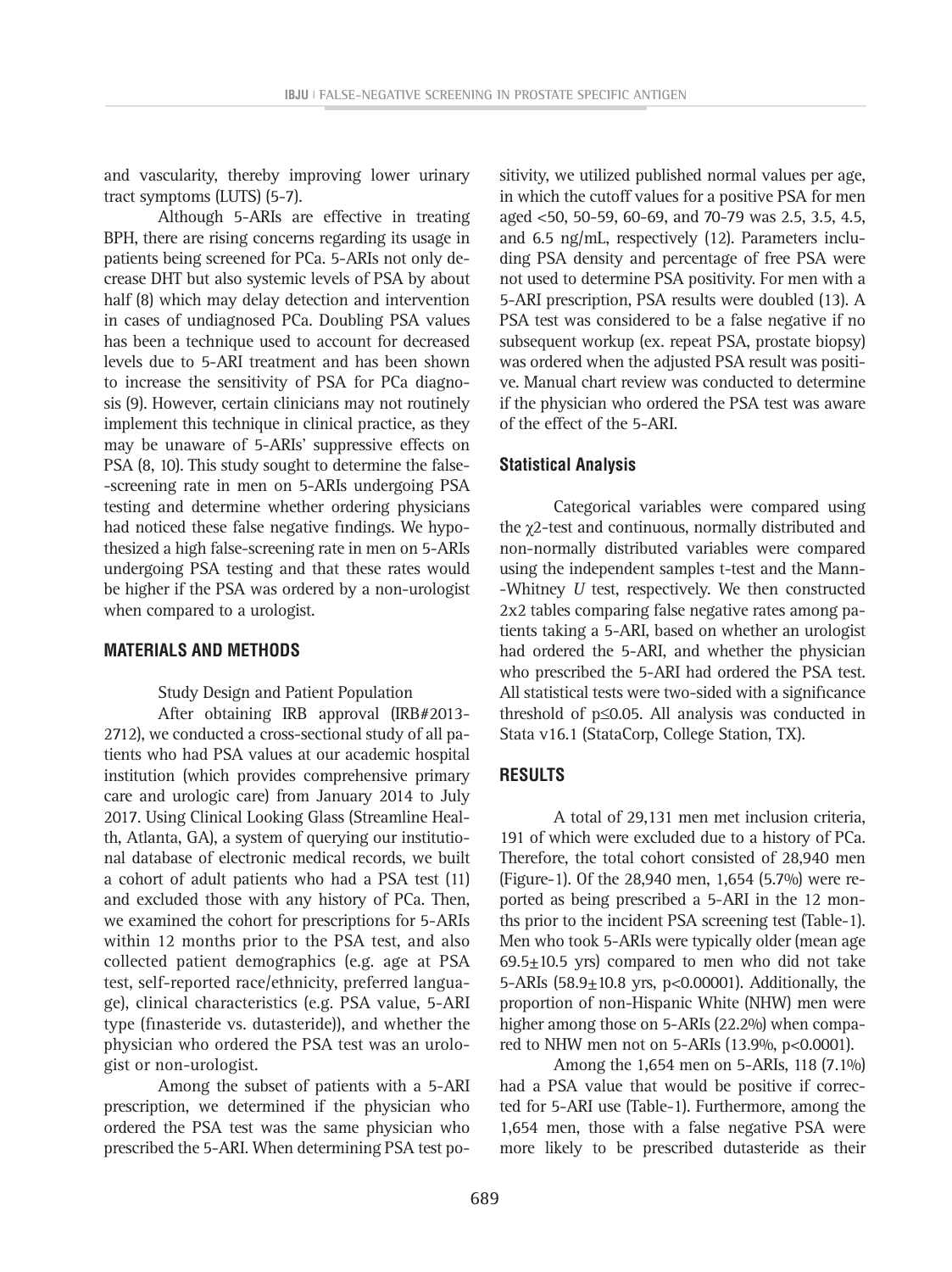and vascularity, thereby improving lower urinary tract symptoms (LUTS) (5-7).

Although 5-ARIs are effective in treating BPH, there are rising concerns regarding its usage in patients being screened for PCa. 5-ARIs not only decrease DHT but also systemic levels of PSA by about half (8) which may delay detection and intervention in cases of undiagnosed PCa. Doubling PSA values has been a technique used to account for decreased levels due to 5-ARI treatment and has been shown to increase the sensitivity of PSA for PCa diagnosis (9). However, certain clinicians may not routinely implement this technique in clinical practice, as they may be unaware of 5-ARIs' suppressive effects on PSA (8, 10). This study sought to determine the false-screening rate in men on 5-ARIs undergoing PSA testing and determine whether ordering physicians had noticed these false negative findings. We hypothesized a high false-screening rate in men on 5-ARIs undergoing PSA testing and that these rates would be higher if the PSA was ordered by a non-urologist when compared to a urologist.

## MATERIALS AND METHODS

Study Design and Patient Population

After obtaining IRB approval (IRB#2013-2712), we conducted a cross-sectional study of all patients who had PSA values at our academic hospital institution (which provides comprehensive primary care and urologic care) from January 2014 to July 2017. Using Clinical Looking Glass (Streamline Health, Atlanta, GA), a system of querying our institutional database of electronic medical records, we built a cohort of adult patients who had a PSA test (11) and excluded those with any history of PCa. Then, we examined the cohort for prescriptions for 5-ARIs within 12 months prior to the PSA test, and also collected patient demographics (e.g. age at PSA test, self-reported race/ethnicity, preferred language), clinical characteristics (e.g. PSA value, 5-ARI type (finasteride vs. dutasteride)), and whether the physician who ordered the PSA test was an urologist or non-urologist.

Among the subset of patients with a 5-ARI prescription, we determined if the physician who ordered the PSA test was the same physician who prescribed the 5-ARI. When determining PSA test positivity, we utilized published normal values per age, in which the cutoff values for a positive PSA for men aged <50, 50-59, 60-69, and 70-79 was 2.5, 3.5, 4.5, and 6.5 ng/mL, respectively (12). Parameters including PSA density and percentage of free PSA were not used to determine PSA positivity. For men with a 5-ARI prescription, PSA results were doubled (13). A PSA test was considered to be a false negative if no subsequent workup (ex. repeat PSA, prostate biopsy) was ordered when the adjusted PSA result was positive. Manual chart review was conducted to determine if the physician who ordered the PSA test was aware of the effect of the 5-ARI.

### Statistical Analysis

Categorical variables were compared using the $\chi 2$-test and continuous, normally distributed and non-normally distributed variables were compared using the independent samples t-test and the Mann-Whitney *U* test, respectively. We then constructed 2x2 tables comparing false negative rates among patients taking a 5-ARI, based on whether an urologist had ordered the 5-ARI, and whether the physician who prescribed the 5-ARI had ordered the PSA test. All statistical tests were two-sided with a significance threshold of $p \leq 0.05$. All analysis was conducted in Stata v16.1 (StataCorp, College Station, TX).

## RESULTS

A total of 29,131 men met inclusion criteria, 191 of which were excluded due to a history of PCa. Therefore, the total cohort consisted of 28,940 men (Figure-1). Of the 28,940 men, 1,654 (5.7%) were reported as being prescribed a 5-ARI in the 12 months prior to the incident PSA screening test (Table-1). Men who took 5-ARIs were typically older (mean age 69.5±10.5 yrs) compared to men who did not take 5-ARIs (58.9±10.8 yrs, p<0.00001). Additionally, the proportion of non-Hispanic White (NHW) men were higher among those on 5-ARIs (22.2%) when compared to NHW men not on 5-ARIs (13.9%, p<0.0001).

Among the 1,654 men on 5-ARIs, 118 (7.1%) had a PSA value that would be positive if corrected for 5-ARI use (Table-1). Furthermore, among the 1,654 men, those with a false negative PSA were more likely to be prescribed dutasteride as their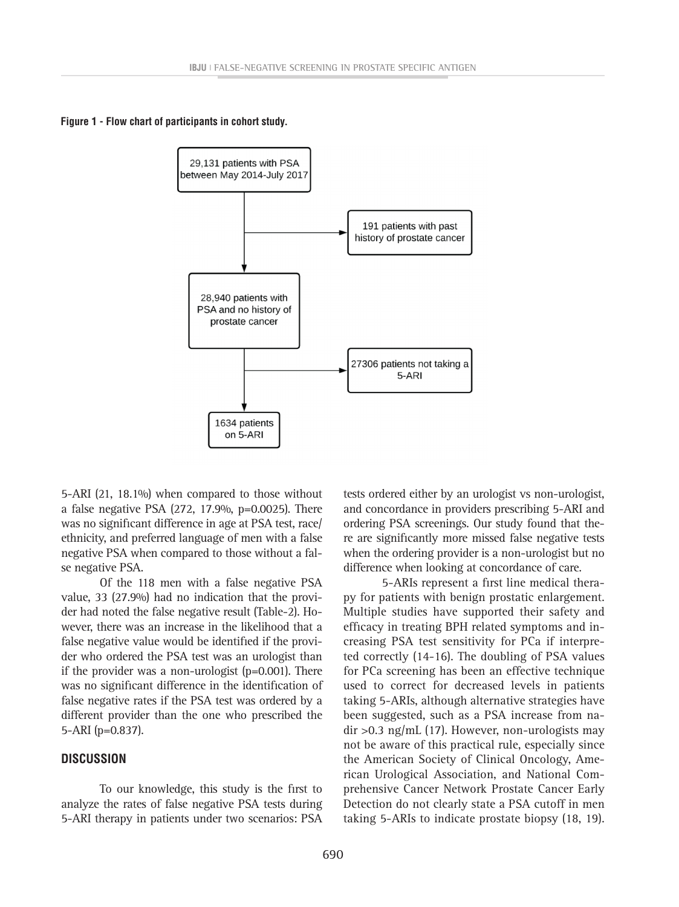**Figure 1 - Flow chart of participants in cohort study.**

29,131 patients with PSA between May 2014-July 2017

191 patients with past history of prostate cancer

28,940 patients with PSA and no history of prostate cancer

27306 patients not taking a 5-ARI

1634 patients on 5-ARI

5-ARI (21, 18.1%) when compared to those without a false negative PSA (272, 17.9%, p=0.0025). There was no significant difference in age at PSA test, race/ethnicity, and preferred language of men with a false negative PSA when compared to those without a false negative PSA.

Of the 118 men with a false negative PSA value, 33 (27.9%) had no indication that the provider had noted the false negative result (Table-2). However, there was an increase in the likelihood that a false negative value would be identified if the provider who ordered the PSA test was an urologist than if the provider was a non-urologist (p=0.001). There was no significant difference in the identification of false negative rates if the PSA test was ordered by a different provider than the one who prescribed the 5-ARI (p=0.837).

## DISCUSSION

To our knowledge, this study is the first to analyze the rates of false negative PSA tests during 5-ARI therapy in patients under two scenarios: PSA tests ordered either by an urologist vs non-urologist, and concordance in providers prescribing 5-ARI and ordering PSA screenings. Our study found that there are significantly more missed false negative tests when the ordering provider is a non-urologist but no difference when looking at concordance of care.

5-ARIs represent a first line medical therapy for patients with benign prostatic enlargement. Multiple studies have supported their safety and efficacy in treating BPH related symptoms and increasing PSA test sensitivity for PCa if interpreted correctly (14-16). The doubling of PSA values for PCa screening has been an effective technique used to correct for decreased levels in patients taking 5-ARIs, although alternative strategies have been suggested, such as a PSA increase from nadir >0.3 ng/mL (17). However, non-urologists may not be aware of this practical rule, especially since the American Society of Clinical Oncology, American Urological Association, and National Comprehensive Cancer Network Prostate Cancer Early Detection do not clearly state a PSA cutoff in men taking 5-ARIs to indicate prostate biopsy (18, 19).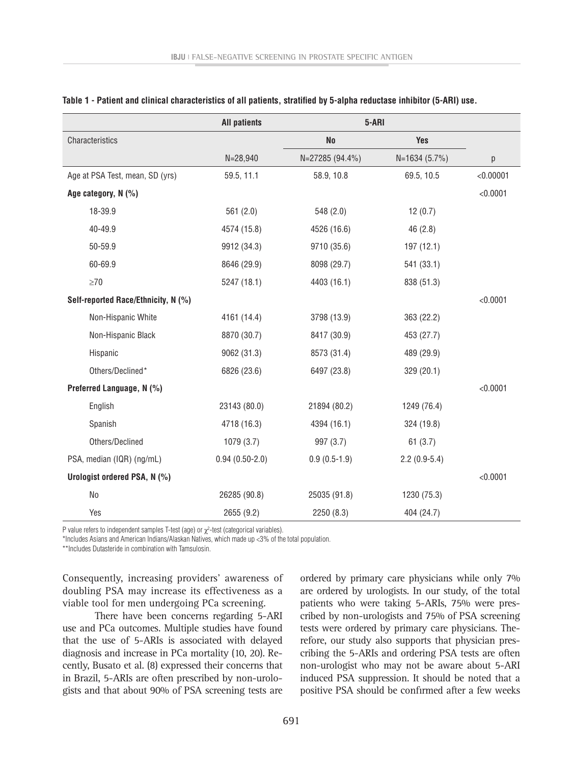**Table 1 - Patient and clinical characteristics of all patients, stratified by 5-alpha reductase inhibitor (5-ARI) use.**

| | All patients | 5-ARI | | |
|---|---|---|---|---|
| Characteristics | | No | Yes | |
| | N=28,940 | N=27285 (94.4%) | N=1634 (5.7%) | p |
| Age at PSA Test, mean, SD (yrs) | 59.5, 11.1 | 58.9, 10.8 | 69.5, 10.5 | <0.00001 |
| **Age category, N (%)** | | | | <0.0001 |
| 18-39.9 | 561 (2.0) | 548 (2.0) | 12 (0.7) | |
| 40-49.9 | 4574 (15.8) | 4526 (16.6) | 46 (2.8) | |
| 50-59.9 | 9912 (34.3) | 9710 (35.6) | 197 (12.1) | |
| 60-69.9 | 8646 (29.9) | 8098 (29.7) | 541 (33.1) | |
| ≥70 | 5247 (18.1) | 4403 (16.1) | 838 (51.3) | |
| **Self-reported Race/Ethnicity, N (%)** | | | | <0.0001 |
| Non-Hispanic White | 4161 (14.4) | 3798 (13.9) | 363 (22.2) | |
| Non-Hispanic Black | 8870 (30.7) | 8417 (30.9) | 453 (27.7) | |
| Hispanic | 9062 (31.3) | 8573 (31.4) | 489 (29.9) | |
| Others/Declined* | 6826 (23.6) | 6497 (23.8) | 329 (20.1) | |
| **Preferred Language, N (%)** | | | | <0.0001 |
| English | 23143 (80.0) | 21894 (80.2) | 1249 (76.4) | |
| Spanish | 4718 (16.3) | 4394 (16.1) | 324 (19.8) | |
| Others/Declined | 1079 (3.7) | 997 (3.7) | 61 (3.7) | |
| PSA, median (IQR) (ng/mL) | 0.94 (0.50-2.0) | 0.9 (0.5-1.9) | 2.2 (0.9-5.4) | |
| **Urologist ordered PSA, N (%)** | | | | <0.0001 |
| No | 26285 (90.8) | 25035 (91.8) | 1230 (75.3) | |
| Yes | 2655 (9.2) | 2250 (8.3) | 404 (24.7) | |

P value refers to independent samples T-test (age) or $\chi^2$-test (categorical variables).

*Includes Asians and American Indians/Alaskan Natives, which made up <3% of the total population.

**Includes Dutasteride in combination with Tamsulosin.

Consequently, increasing providers' awareness of doubling PSA may increase its effectiveness as a viable tool for men undergoing PCa screening.

There have been concerns regarding 5-ARI use and PCa outcomes. Multiple studies have found that the use of 5-ARIs is associated with delayed diagnosis and increase in PCa mortality (10, 20). Recently, Busato et al. (8) expressed their concerns that in Brazil, 5-ARIs are often prescribed by non-urologists and that about 90% of PSA screening tests are ordered by primary care physicians while only 7% are ordered by urologists. In our study, of the total patients who were taking 5-ARIs, 75% were prescribed by non-urologists and 75% of PSA screening tests were ordered by primary care physicians. Therefore, our study also supports that physician prescribing the 5-ARIs and ordering PSA tests are often non-urologist who may not be aware about 5-ARI induced PSA suppression. It should be noted that a positive PSA should be confirmed after a few weeks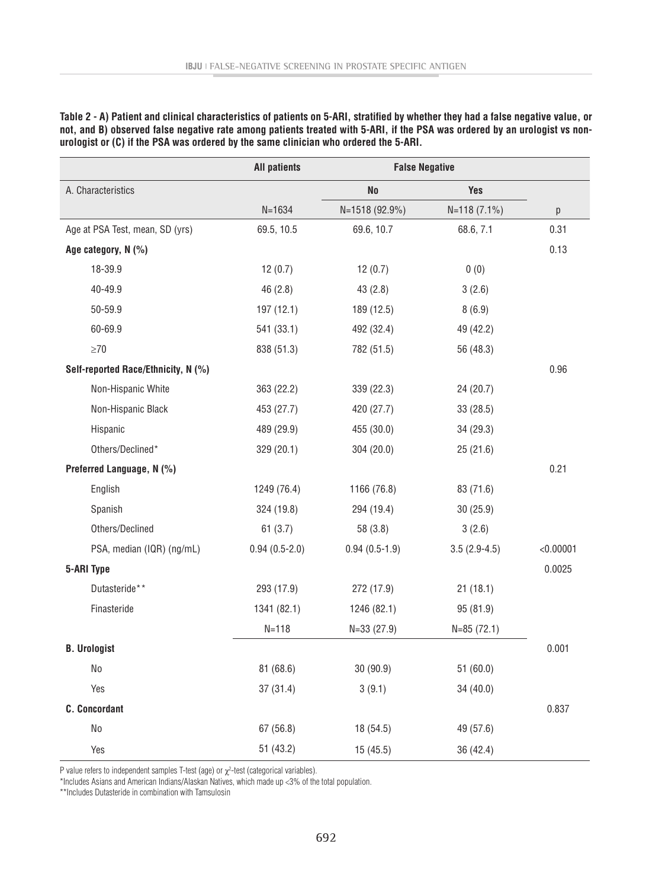**Table 2 - A) Patient and clinical characteristics of patients on 5-ARI, stratified by whether they had a false negative value, or not, and B) observed false negative rate among patients treated with 5-ARI, if the PSA was ordered by an urologist vs non-urologist or (C) if the PSA was ordered by the same clinician who ordered the 5-ARI.**

| | All patients | False Negative | | |
|---|---|---|---|---|
| A. Characteristics | | No | Yes | |
| | N=1634 | N=1518 (92.9%) | N=118 (7.1%) | p |
| Age at PSA Test, mean, SD (yrs) | 69.5, 10.5 | 69.6, 10.7 | 68.6, 7.1 | 0.31 |
| **Age category, N (%)** | | | | 0.13 |
| 18-39.9 | 12 (0.7) | 12 (0.7) | 0 (0) | |
| 40-49.9 | 46 (2.8) | 43 (2.8) | 3 (2.6) | |
| 50-59.9 | 197 (12.1) | 189 (12.5) | 8 (6.9) | |
| 60-69.9 | 541 (33.1) | 492 (32.4) | 49 (42.2) | |
| ≥70 | 838 (51.3) | 782 (51.5) | 56 (48.3) | |
| **Self-reported Race/Ethnicity, N (%)** | | | | 0.96 |
| Non-Hispanic White | 363 (22.2) | 339 (22.3) | 24 (20.7) | |
| Non-Hispanic Black | 453 (27.7) | 420 (27.7) | 33 (28.5) | |
| Hispanic | 489 (29.9) | 455 (30.0) | 34 (29.3) | |
| Others/Declined* | 329 (20.1) | 304 (20.0) | 25 (21.6) | |
| **Preferred Language, N (%)** | | | | 0.21 |
| English | 1249 (76.4) | 1166 (76.8) | 83 (71.6) | |
| Spanish | 324 (19.8) | 294 (19.4) | 30 (25.9) | |
| Others/Declined | 61 (3.7) | 58 (3.8) | 3 (2.6) | |
| PSA, median (IQR) (ng/mL) | 0.94 (0.5-2.0) | 0.94 (0.5-1.9) | 3.5 (2.9-4.5) | <0.00001 |
| **5-ARI Type** | | | | 0.0025 |
| Dutasteride** | 293 (17.9) | 272 (17.9) | 21 (18.1) | |
| Finasteride | 1341 (82.1) | 1246 (82.1) | 95 (81.9) | |
| | N=118 | N=33 (27.9) | N=85 (72.1) | |
| **B. Urologist** | | | | 0.001 |
| No | 81 (68.6) | 30 (90.9) | 51 (60.0) | |
| Yes | 37 (31.4) | 3 (9.1) | 34 (40.0) | |
| **C. Concordant** | | | | 0.837 |
| No | 67 (56.8) | 18 (54.5) | 49 (57.6) | |
| Yes | 51 (43.2) | 15 (45.5) | 36 (42.4) | |

P value refers to independent samples T-test (age) or $\chi^2$-test (categorical variables).

*Includes Asians and American Indians/Alaskan Natives, which made up <3% of the total population.

**Includes Dutasteride in combination with Tamsulosin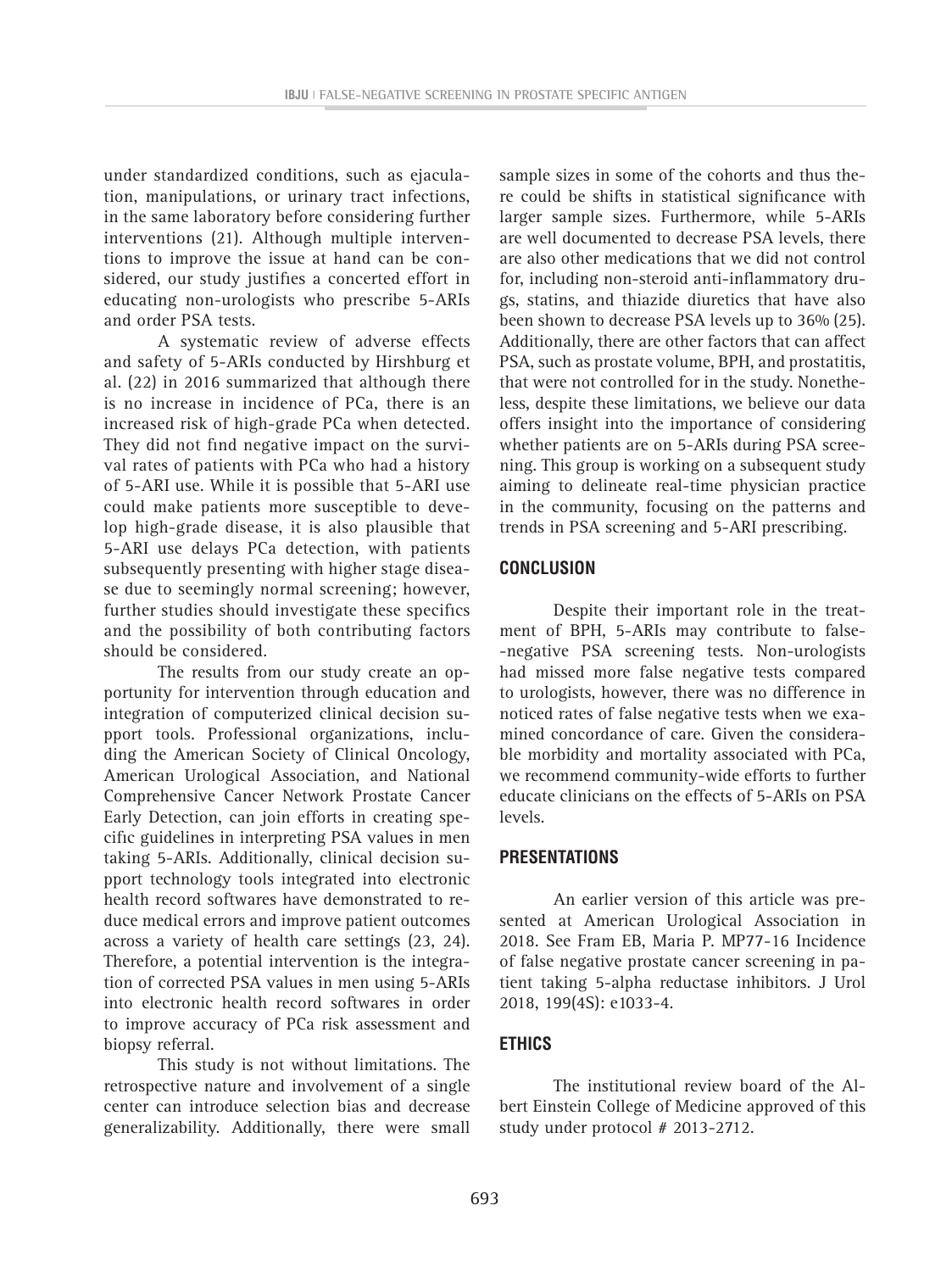under standardized conditions, such as ejaculation, manipulations, or urinary tract infections, in the same laboratory before considering further interventions (21). Although multiple interventions to improve the issue at hand can be considered, our study justifies a concerted effort in educating non-urologists who prescribe 5-ARIs and order PSA tests.

A systematic review of adverse effects and safety of 5-ARIs conducted by Hirshburg et al. (22) in 2016 summarized that although there is no increase in incidence of PCa, there is an increased risk of high-grade PCa when detected. They did not find negative impact on the survival rates of patients with PCa who had a history of 5-ARI use. While it is possible that 5-ARI use could make patients more susceptible to develop high-grade disease, it is also plausible that 5-ARI use delays PCa detection, with patients subsequently presenting with higher stage disease due to seemingly normal screening; however, further studies should investigate these specifics and the possibility of both contributing factors should be considered.

The results from our study create an opportunity for intervention through education and integration of computerized clinical decision support tools. Professional organizations, including the American Society of Clinical Oncology, American Urological Association, and National Comprehensive Cancer Network Prostate Cancer Early Detection, can join efforts in creating specific guidelines in interpreting PSA values in men taking 5-ARIs. Additionally, clinical decision support technology tools integrated into electronic health record softwares have demonstrated to reduce medical errors and improve patient outcomes across a variety of health care settings (23, 24). Therefore, a potential intervention is the integration of corrected PSA values in men using 5-ARIs into electronic health record softwares in order to improve accuracy of PCa risk assessment and biopsy referral.

This study is not without limitations. The retrospective nature and involvement of a single center can introduce selection bias and decrease generalizability. Additionally, there were small sample sizes in some of the cohorts and thus there could be shifts in statistical significance with larger sample sizes. Furthermore, while 5-ARIs are well documented to decrease PSA levels, there are also other medications that we did not control for, including non-steroid anti-inflammatory drugs, statins, and thiazide diuretics that have also been shown to decrease PSA levels up to 36% (25). Additionally, there are other factors that can affect PSA, such as prostate volume, BPH, and prostatitis, that were not controlled for in the study. Nonetheless, despite these limitations, we believe our data offers insight into the importance of considering whether patients are on 5-ARIs during PSA screening. This group is working on a subsequent study aiming to delineate real-time physician practice in the community, focusing on the patterns and trends in PSA screening and 5-ARI prescribing.

## CONCLUSION

Despite their important role in the treatment of BPH, 5-ARIs may contribute to false-negative PSA screening tests. Non-urologists had missed more false negative tests compared to urologists, however, there was no difference in noticed rates of false negative tests when we examined concordance of care. Given the considerable morbidity and mortality associated with PCa, we recommend community-wide efforts to further educate clinicians on the effects of 5-ARIs on PSA levels.

## PRESENTATIONS

An earlier version of this article was presented at American Urological Association in 2018. See Fram EB, Maria P. MP77-16 Incidence of false negative prostate cancer screening in patient taking 5-alpha reductase inhibitors. J Urol 2018, 199(4S): e1033-4.

## ETHICS

The institutional review board of the Albert Einstein College of Medicine approved of this study under protocol # 2013-2712.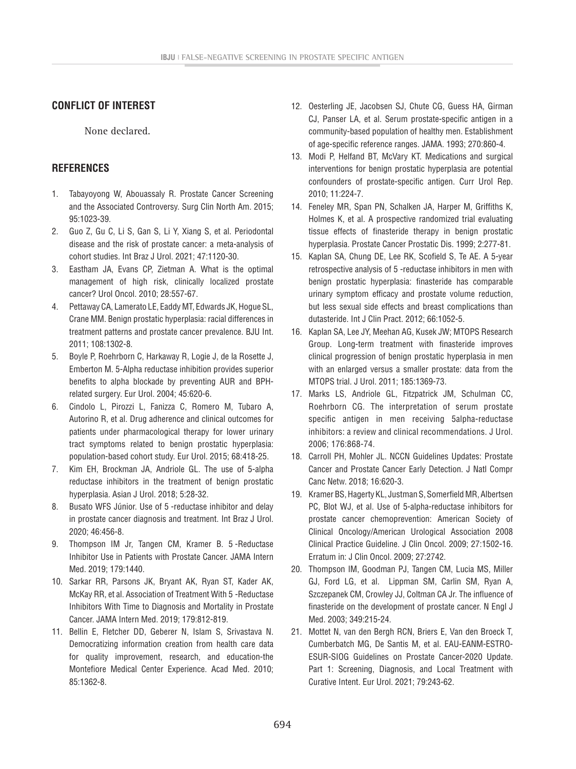## CONFLICT OF INTEREST

None declared.

## REFERENCES

1. Tabayoyong W, Abouassaly R. Prostate Cancer Screening and the Associated Controversy. Surg Clin North Am. 2015; 95:1023-39.
2. Guo Z, Gu C, Li S, Gan S, Li Y, Xiang S, et al. Periodontal disease and the risk of prostate cancer: a meta-analysis of cohort studies. Int Braz J Urol. 2021; 47:1120-30.
3. Eastham JA, Evans CP, Zietman A. What is the optimal management of high risk, clinically localized prostate cancer? Urol Oncol. 2010; 28:557-67.
4. Pettaway CA, Lamerato LE, Eaddy MT, Edwards JK, Hogue SL, Crane MM. Benign prostatic hyperplasia: racial differences in treatment patterns and prostate cancer prevalence. BJU Int. 2011; 108:1302-8.
5. Boyle P, Roehrborn C, Harkaway R, Logie J, de la Rosette J, Emberton M. 5-Alpha reductase inhibition provides superior benefits to alpha blockade by preventing AUR and BPH-related surgery. Eur Urol. 2004; 45:620-6.
6. Cindolo L, Pirozzi L, Fanizza C, Romero M, Tubaro A, Autorino R, et al. Drug adherence and clinical outcomes for patients under pharmacological therapy for lower urinary tract symptoms related to benign prostatic hyperplasia: population-based cohort study. Eur Urol. 2015; 68:418-25.
7. Kim EH, Brockman JA, Andriole GL. The use of 5-alpha reductase inhibitors in the treatment of benign prostatic hyperplasia. Asian J Urol. 2018; 5:28-32.
8. Busato WFS Júnior. Use of 5 -reductase inhibitor and delay in prostate cancer diagnosis and treatment. Int Braz J Urol. 2020; 46:456-8.
9. Thompson IM Jr, Tangen CM, Kramer B. 5 -Reductase Inhibitor Use in Patients with Prostate Cancer. JAMA Intern Med. 2019; 179:1440.
10. Sarkar RR, Parsons JK, Bryant AK, Ryan ST, Kader AK, McKay RR, et al. Association of Treatment With 5 -Reductase Inhibitors With Time to Diagnosis and Mortality in Prostate Cancer. JAMA Intern Med. 2019; 179:812-819.
11. Bellin E, Fletcher DD, Geberer N, Islam S, Srivastava N. Democratizing information creation from health care data for quality improvement, research, and education-the Montefiore Medical Center Experience. Acad Med. 2010; 85:1362-8.
12. Oesterling JE, Jacobsen SJ, Chute CG, Guess HA, Girman CJ, Panser LA, et al. Serum prostate-specific antigen in a community-based population of healthy men. Establishment of age-specific reference ranges. JAMA. 1993; 270:860-4.
13. Modi P, Helfand BT, McVary KT. Medications and surgical interventions for benign prostatic hyperplasia are potential confounders of prostate-specific antigen. Curr Urol Rep. 2010; 11:224-7.
14. Feneley MR, Span PN, Schalken JA, Harper M, Griffiths K, Holmes K, et al. A prospective randomized trial evaluating tissue effects of finasteride therapy in benign prostatic hyperplasia. Prostate Cancer Prostatic Dis. 1999; 2:277-81.
15. Kaplan SA, Chung DE, Lee RK, Scofield S, Te AE. A 5-year retrospective analysis of 5 -reductase inhibitors in men with benign prostatic hyperplasia: finasteride has comparable urinary symptom efficacy and prostate volume reduction, but less sexual side effects and breast complications than dutasteride. Int J Clin Pract. 2012; 66:1052-5.
16. Kaplan SA, Lee JY, Meehan AG, Kusek JW; MTOPS Research Group. Long-term treatment with finasteride improves clinical progression of benign prostatic hyperplasia in men with an enlarged versus a smaller prostate: data from the MTOPS trial. J Urol. 2011; 185:1369-73.
17. Marks LS, Andriole GL, Fitzpatrick JM, Schulman CC, Roehrborn CG. The interpretation of serum prostate specific antigen in men receiving 5alpha-reductase inhibitors: a review and clinical recommendations. J Urol. 2006; 176:868-74.
18. Carroll PH, Mohler JL. NCCN Guidelines Updates: Prostate Cancer and Prostate Cancer Early Detection. J Natl Compr Canc Netw. 2018; 16:620-3.
19. Kramer BS, Hagerty KL, Justman S, Somerfield MR, Albertsen PC, Blot WJ, et al. Use of 5-alpha-reductase inhibitors for prostate cancer chemoprevention: American Society of Clinical Oncology/American Urological Association 2008 Clinical Practice Guideline. J Clin Oncol. 2009; 27:1502-16. Erratum in: J Clin Oncol. 2009; 27:2742.
20. Thompson IM, Goodman PJ, Tangen CM, Lucia MS, Miller GJ, Ford LG, et al. Lippman SM, Carlin SM, Ryan A, Szczepanek CM, Crowley JJ, Coltman CA Jr. The influence of finasteride on the development of prostate cancer. N Engl J Med. 2003; 349:215-24.
21. Mottet N, van den Bergh RCN, Briers E, Van den Broeck T, Cumberbatch MG, De Santis M, et al. EAU-EANM-ESTRO-ESUR-SIOG Guidelines on Prostate Cancer-2020 Update. Part 1: Screening, Diagnosis, and Local Treatment with Curative Intent. Eur Urol. 2021; 79:243-62.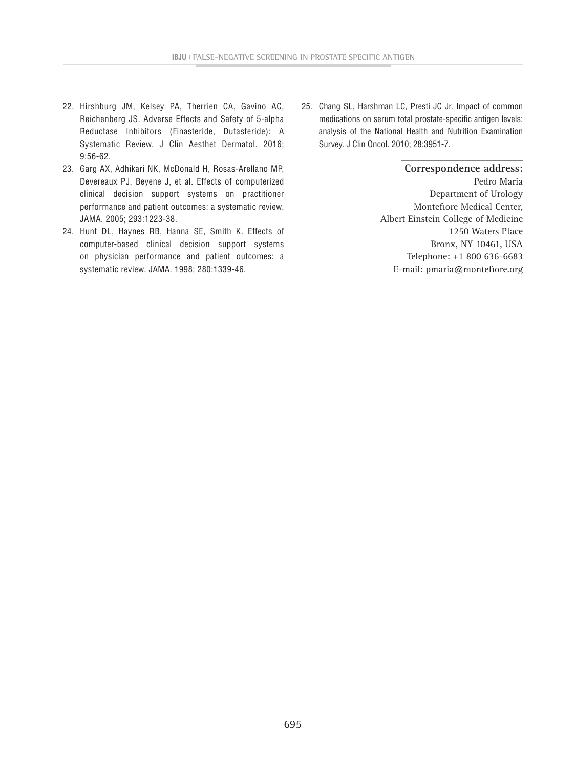22. Hirshburg JM, Kelsey PA, Therrien CA, Gavino AC, Reichenberg JS. Adverse Effects and Safety of 5-alpha Reductase Inhibitors (Finasteride, Dutasteride): A Systematic Review. J Clin Aesthet Dermatol. 2016; 9:56-62.
23. Garg AX, Adhikari NK, McDonald H, Rosas-Arellano MP, Devereaux PJ, Beyene J, et al. Effects of computerized clinical decision support systems on practitioner performance and patient outcomes: a systematic review. JAMA. 2005; 293:1223-38.
24. Hunt DL, Haynes RB, Hanna SE, Smith K. Effects of computer-based clinical decision support systems on physician performance and patient outcomes: a systematic review. JAMA. 1998; 280:1339-46.
25. Chang SL, Harshman LC, Presti JC Jr. Impact of common medications on serum total prostate-specific antigen levels: analysis of the National Health and Nutrition Examination Survey. J Clin Oncol. 2010; 28:3951-7.

**Correspondence address:**
Pedro Maria
Department of Urology
Montefiore Medical Center,
Albert Einstein College of Medicine
1250 Waters Place
Bronx, NY 10461, USA
Telephone: +1 800 636-6683
E-mail: pmaria@montefiore.org